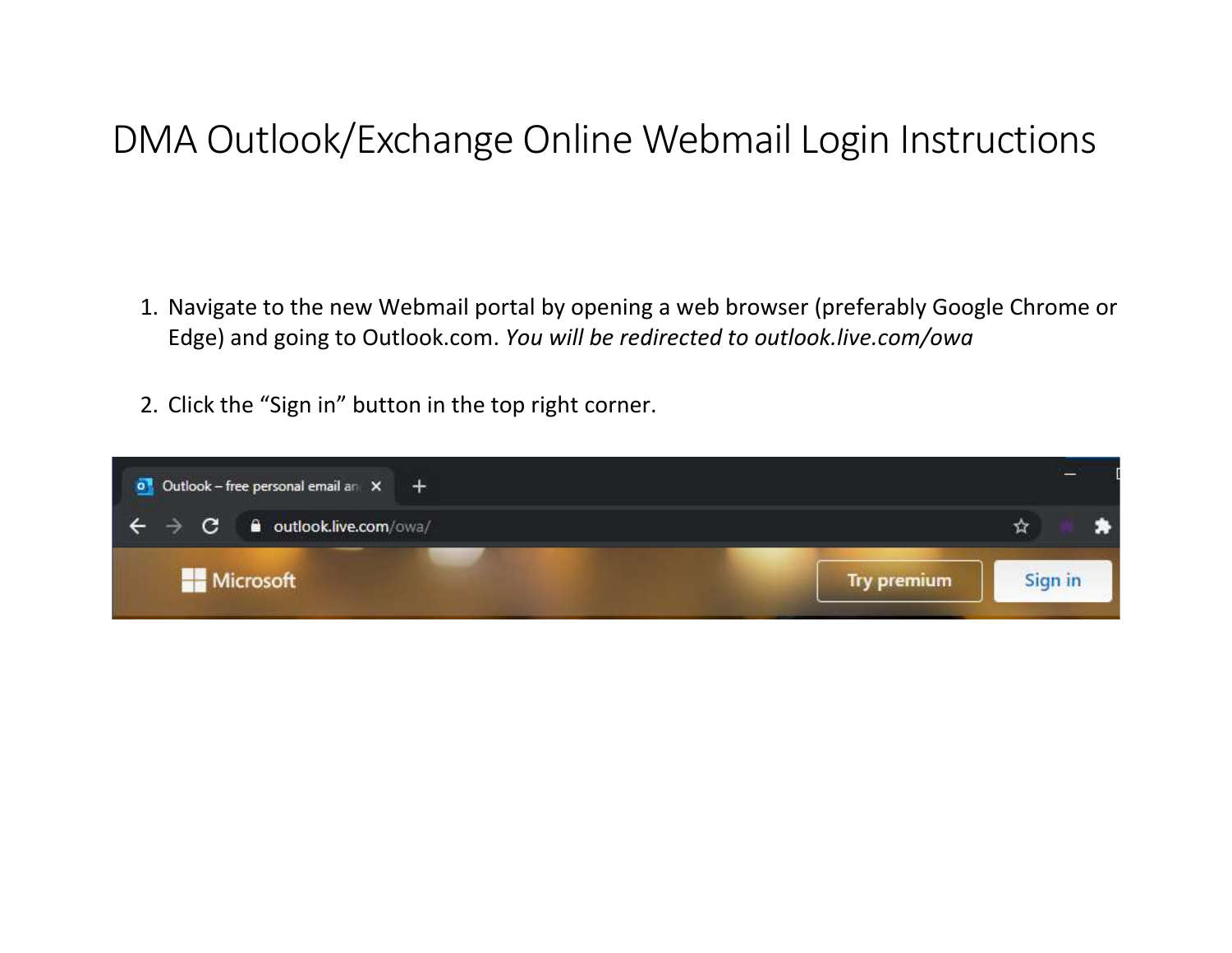# DMA Outlook/Exchange Online Webmail Login Instructions

1. Navigate to the new Webmail portal by opening a web browser (preferably Google Chrome or Edge) and going to Outlook.com. *You will be redirected to outlook.live.com/owa*

2. Click the “Sign in” button in the top right corner.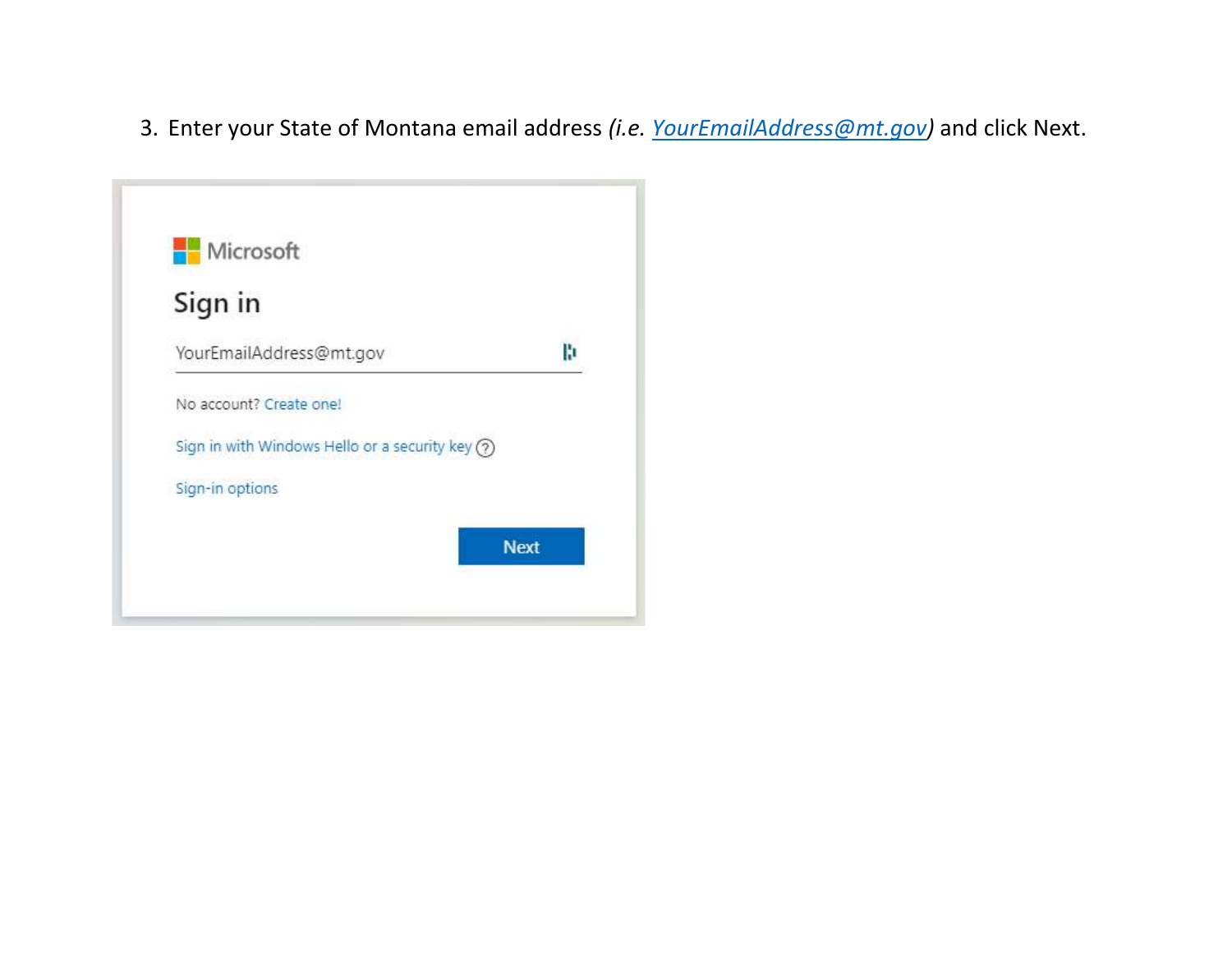3. Enter your State of Montana email address *(i.e. YourEmailAddress@mt.gov)* and click Next.

Microsoft

Sign in

YourEmailAddress@mt.gov

No account? Create one!

Sign in with Windows Hello or a security key

Sign-in options

Next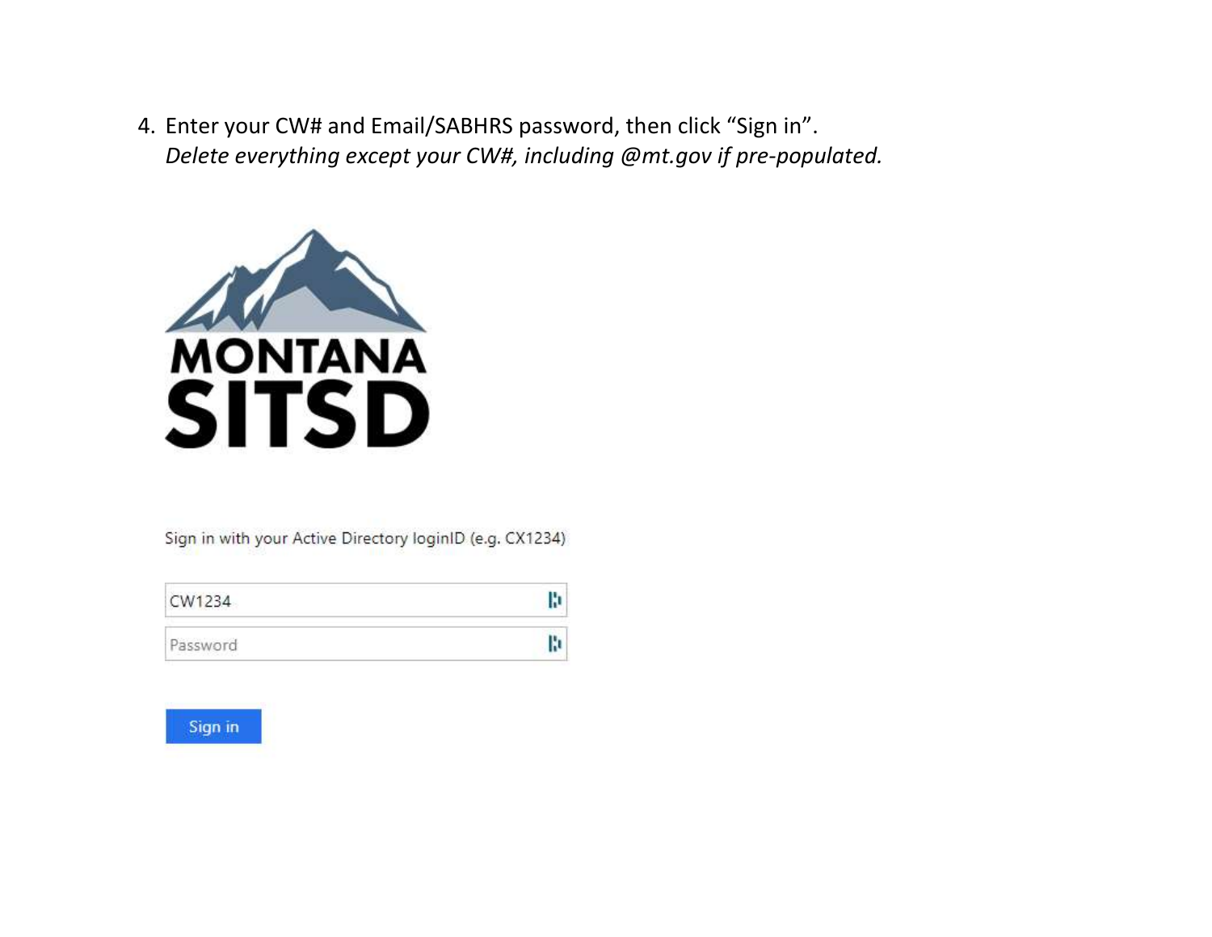4. Enter your CW# and Email/SABHRS password, then click "Sign in".
   *Delete everything except your CW#, including @mt.gov if pre-populated.*

MONTANA
SITSD

Sign in with your Active Directory loginID (e.g. CX1234)

CW1234

Password

Sign in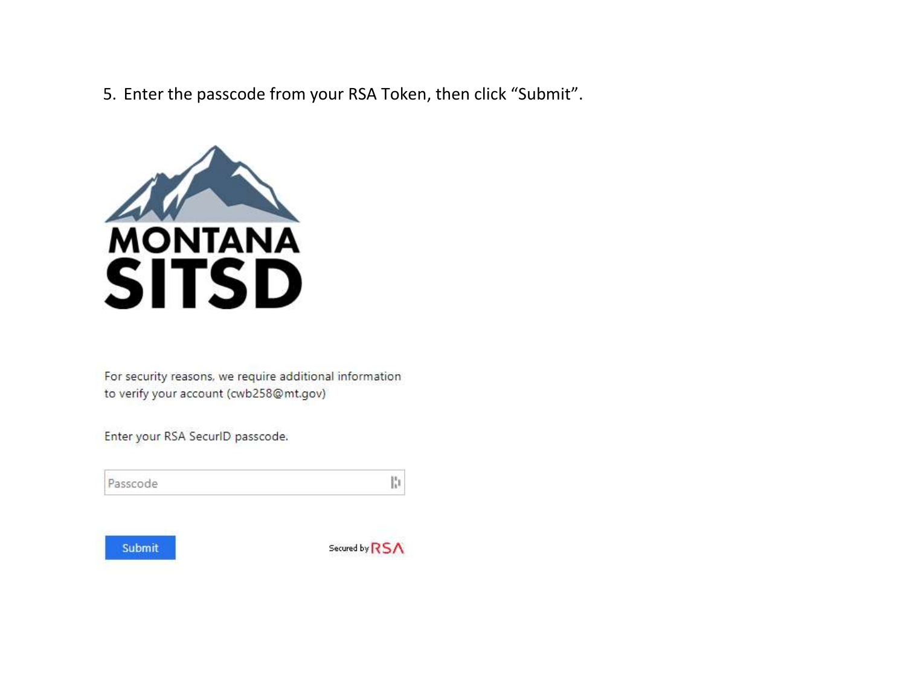5. Enter the passcode from your RSA Token, then click “Submit”.

MONTANA
SITSD

For security reasons, we require additional information to verify your account (cwb258@mt.gov)

Enter your RSA SecurID passcode.

Passcode

Submit

Secured by RSA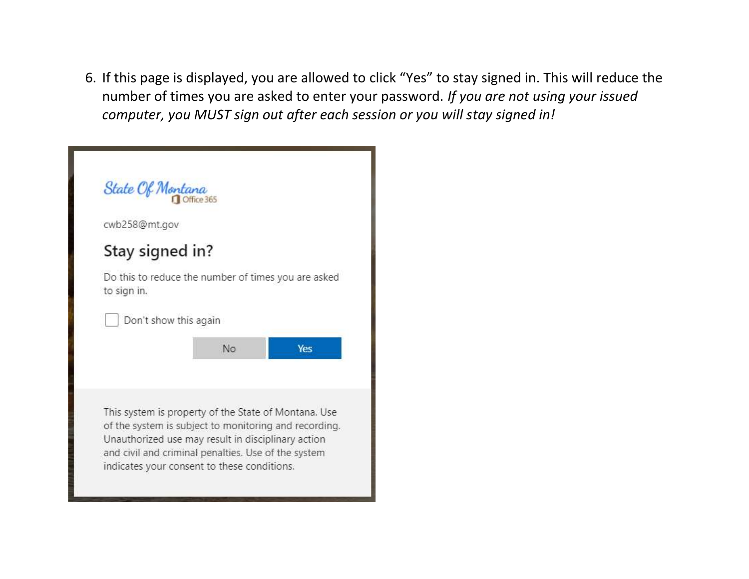6. If this page is displayed, you are allowed to click "Yes" to stay signed in. This will reduce the number of times you are asked to enter your password. *If you are not using your issued computer, you MUST sign out after each session or you will stay signed in!*

State Of Montana
Office 365

cwb258@mt.gov

Stay signed in?

Do this to reduce the number of times you are asked to sign in.

Don't show this again

No Yes

This system is property of the State of Montana. Use of the system is subject to monitoring and recording. Unauthorized use may result in disciplinary action and civil and criminal penalties. Use of the system indicates your consent to these conditions.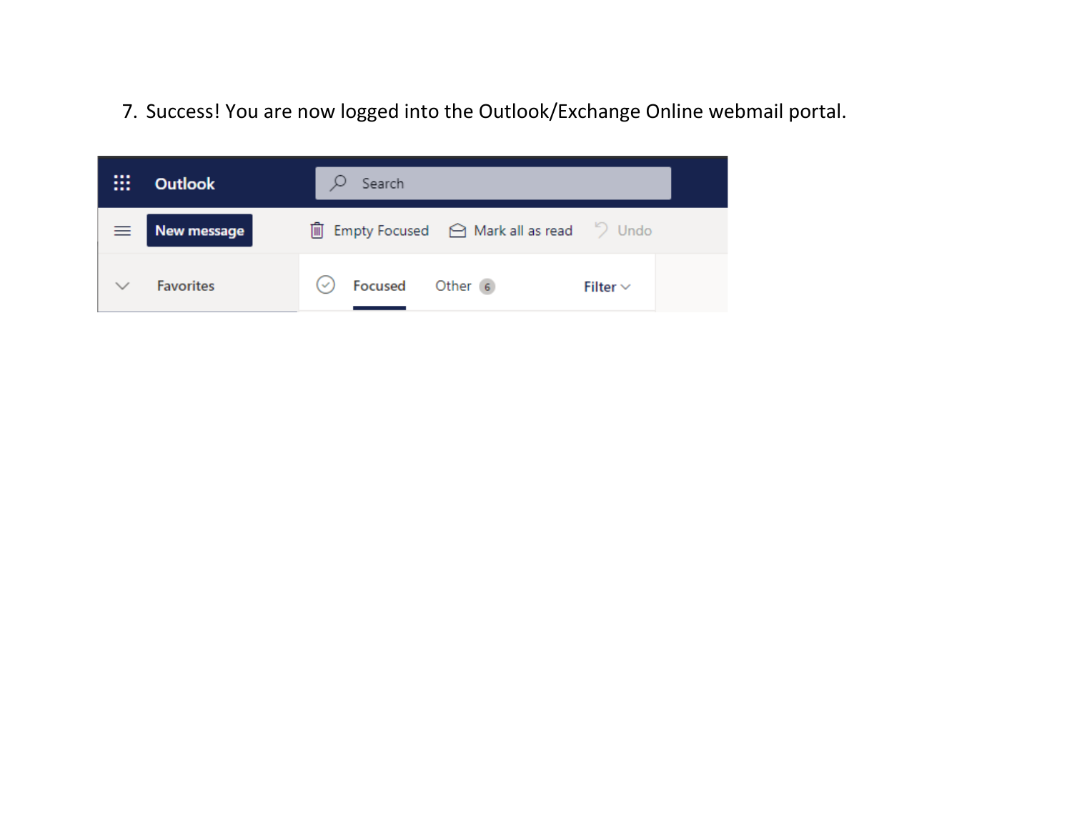7. Success! You are now logged into the Outlook/Exchange Online webmail portal.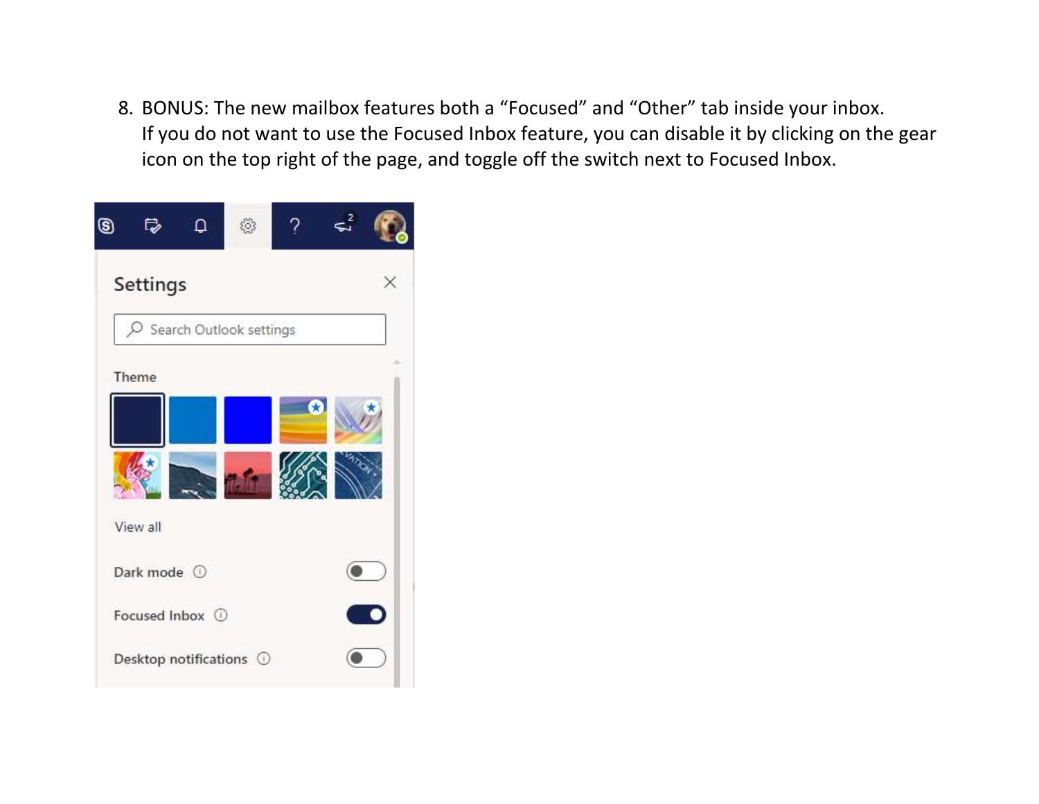8. BONUS: The new mailbox features both a “Focused” and “Other” tab inside your inbox. If you do not want to use the Focused Inbox feature, you can disable it by clicking on the gear icon on the top right of the page, and toggle off the switch next to Focused Inbox.